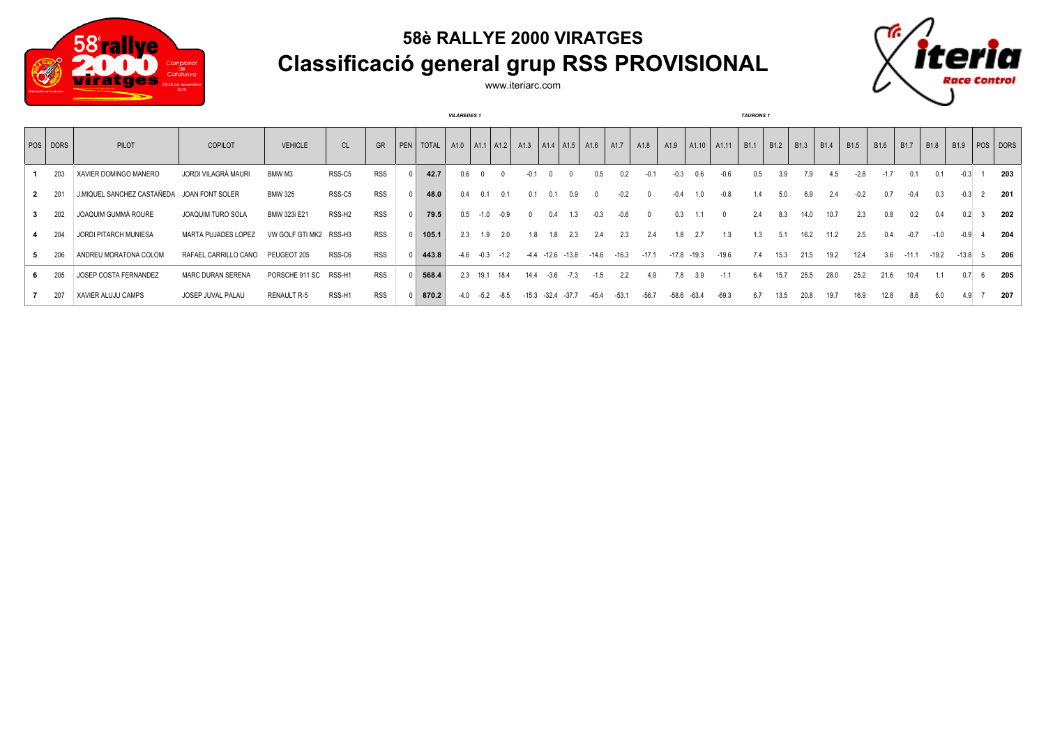# 58è RALLYE 2000 VIRATGES

## Classificació general grup RSS PROVISIONAL

www.iteriarc.com

*VILAREDES 1* · *TAURONS 1*

| POS | DORS | PILOT | COPILOT | VEHICLE | CL | GR | PEN | TOTAL | A1.0 | A1.1 | A1.2 | A1.3 | A1.4 | A1.5 | A1.6 | A1.7 | A1.8 | A1.9 | A1.10 | A1.11 | B1.1 | B1.2 | B1.3 | B1.4 | B1.5 | B1.6 | B1.7 | B1.8 | B1.9 | POS | DORS |
|---|---|---|---|---|---|---|---|---|---|---|---|---|---|---|---|---|---|---|---|---|---|---|---|---|---|---|---|---|---|---|---|
| 1 | 203 | XAVIER DOMINGO MANERO | JORDI VILAGRÀ MAURI | BMW M3 | RSS-C5 | RSS | 0 | 42.7 | 0.6 | 0 | 0 | -0.1 | 0 | 0 | 0.5 | 0.2 | -0.1 | -0.3 | 0.6 | -0.6 | 0.5 | 3.9 | 7.9 | 4.5 | -2.8 | -1.7 | 0.1 | 0.1 | -0.3 | 1 | 203 |
| 2 | 201 | J.MIQUEL SANCHEZ CASTAÑEDA | JOAN FONT SOLER | BMW 325 | RSS-C5 | RSS | 0 | 48.0 | 0.4 | 0.1 | 0.1 | 0.1 | 0.1 | 0.9 | 0 | -0.2 | 0 | -0.4 | 1.0 | -0.8 | 1.4 | 5.0 | 6.9 | 2.4 | -0.2 | 0.7 | -0.4 | 0.3 | -0.3 | 2 | 201 |
| 3 | 202 | JOAQUIM GUMMÀ ROURE | JOAQUIM TURO SOLA | BMW 323i E21 | RSS-H2 | RSS | 0 | 79.5 | 0.5 | -1.0 | -0.9 | 0 | 0.4 | 1.3 | -0.3 | -0.6 | 0 | 0.3 | 1.1 | 0 | 2.4 | 8.3 | 14.0 | 10.7 | 2.3 | 0.8 | 0.2 | 0.4 | 0.2 | 3 | 202 |
| 4 | 204 | JORDI PITARCH MUNIESA | MARTA PUJADES LOPEZ | VW GOLF GTI MK2 | RSS-H3 | RSS | 0 | 105.1 | 2.3 | 1.9 | 2.0 | 1.8 | 1.8 | 2.3 | 2.4 | 2.3 | 2.4 | 1.8 | 2.7 | 1.3 | 1.3 | 5.1 | 16.2 | 11.2 | 2.5 | 0.4 | -0.7 | -1.0 | -0.9 | 4 | 204 |
| 5 | 206 | ANDREU MORATONA COLOM | RAFAEL CARRILLO CANO | PEUGEOT 205 | RSS-C6 | RSS | 0 | 443.8 | -4.6 | -0.3 | -1.2 | -4.4 | -12.6 | -13.8 | -14.6 | -16.3 | -17.1 | -17.8 | -19.3 | -19.6 | 7.4 | 15.3 | 21.5 | 19.2 | 12.4 | 3.6 | -11.1 | -19.2 | -13.8 | 5 | 206 |
| 6 | 205 | JOSEP COSTA FERNANDEZ | MARC DURAN SERENA | PORSCHE 911 SC | RSS-H1 | RSS | 0 | 568.4 | 2.3 | 19.1 | 18.4 | 14.4 | -3.6 | -7.3 | -1.5 | 2.2 | 4.9 | 7.8 | 3.9 | -1.1 | 6.4 | 15.7 | 25.5 | 28.0 | 25.2 | 21.6 | 10.4 | 1.1 | 0.7 | 6 | 205 |
| 7 | 207 | XAVIER ALUJU CAMPS | JOSEP JUVAL PALAU | RENAULT R-5 | RSS-H1 | RSS | 0 | 870.2 | -4.0 | -5.2 | -8.5 | -15.3 | -32.4 | -37.7 | -45.4 | -53.1 | -56.7 | -58.6 | -63.4 | -69.3 | 6.7 | 13.5 | 20.8 | 19.7 | 16.9 | 12.8 | 8.6 | 6.0 | 4.9 | 7 | 207 |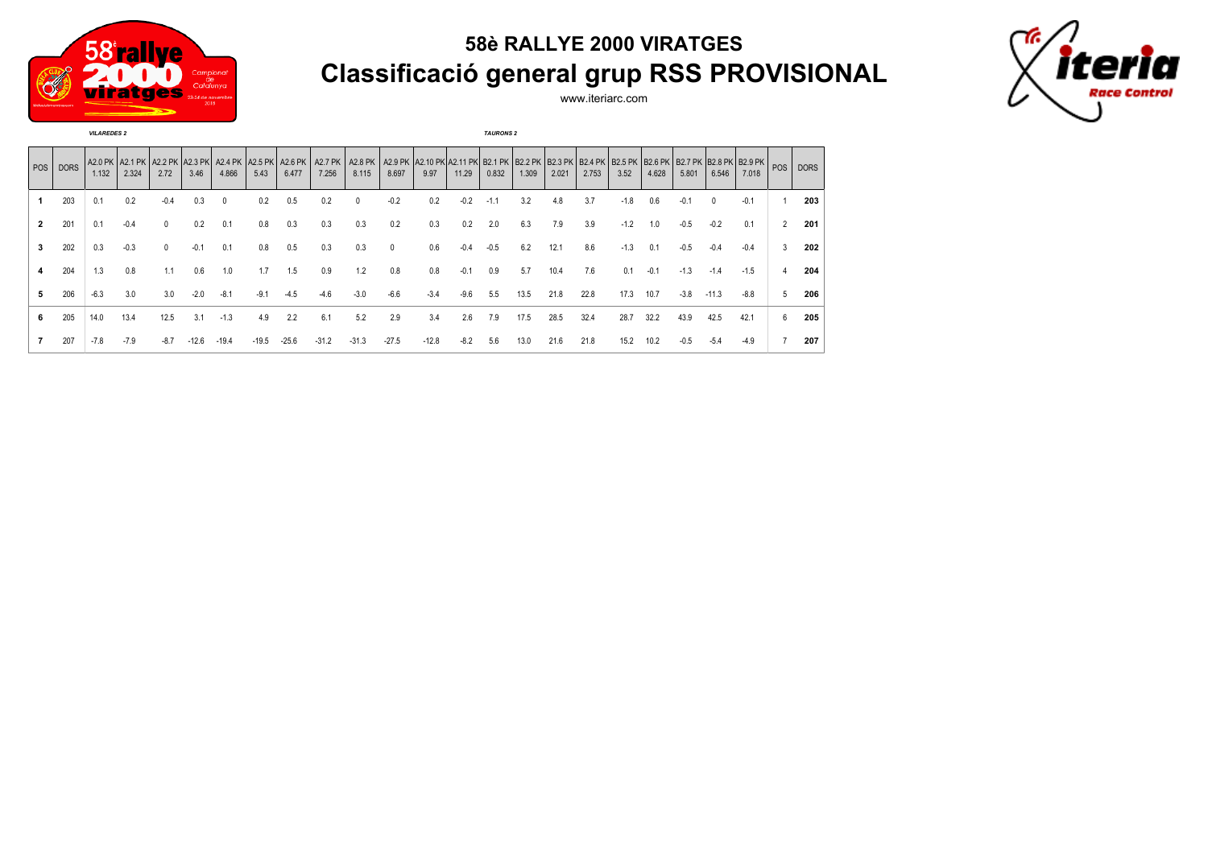# 58è RALLYE 2000 VIRATGES

## Classificació general grup RSS PROVISIONAL

www.iteriarc.com

*VILAREDES 2* *TAURONS 2*

| POS | DORS | A2.0 PK 1.132 | A2.1 PK 2.324 | A2.2 PK 2.72 | A2.3 PK 3.46 | A2.4 PK 4.866 | A2.5 PK 5.43 | A2.6 PK 6.477 | A2.7 PK 7.256 | A2.8 PK 8.115 | A2.9 PK 8.697 | A2.10 PK 9.97 | A2.11 PK 11.29 | B2.1 PK 0.832 | B2.2 PK 1.309 | B2.3 PK 2.021 | B2.4 PK 2.753 | B2.5 PK 3.52 | B2.6 PK 4.628 | B2.7 PK 5.801 | B2.8 PK 6.546 | B2.9 PK 7.018 | POS | DORS |
|---|---|---|---|---|---|---|---|---|---|---|---|---|---|---|---|---|---|---|---|---|---|---|---|---|
| **1** | 203 | 0.1 | 0.2 | -0.4 | 0.3 | 0 | 0.2 | 0.5 | 0.2 | 0 | -0.2 | 0.2 | -0.2 | -1.1 | 3.2 | 4.8 | 3.7 | -1.8 | 0.6 | -0.1 | 0 | -0.1 | 1 | **203** |
| **2** | 201 | 0.1 | -0.4 | 0 | 0.2 | 0.1 | 0.8 | 0.3 | 0.3 | 0.3 | 0.2 | 0.3 | 0.2 | 2.0 | 6.3 | 7.9 | 3.9 | -1.2 | 1.0 | -0.5 | -0.2 | 0.1 | 2 | **201** |
| **3** | 202 | 0.3 | -0.3 | 0 | -0.1 | 0.1 | 0.8 | 0.5 | 0.3 | 0.3 | 0 | 0.6 | -0.4 | -0.5 | 6.2 | 12.1 | 8.6 | -1.3 | 0.1 | -0.5 | -0.4 | -0.4 | 3 | **202** |
| **4** | 204 | 1.3 | 0.8 | 1.1 | 0.6 | 1.0 | 1.7 | 1.5 | 0.9 | 1.2 | 0.8 | 0.8 | -0.1 | 0.9 | 5.7 | 10.4 | 7.6 | 0.1 | -0.1 | -1.3 | -1.4 | -1.5 | 4 | **204** |
| **5** | 206 | -6.3 | 3.0 | 3.0 | -2.0 | -8.1 | -9.1 | -4.5 | -4.6 | -3.0 | -6.6 | -3.4 | -9.6 | 5.5 | 13.5 | 21.8 | 22.8 | 17.3 | 10.7 | -3.8 | -11.3 | -8.8 | 5 | **206** |
| **6** | 205 | 14.0 | 13.4 | 12.5 | 3.1 | -1.3 | 4.9 | 2.2 | 6.1 | 5.2 | 2.9 | 3.4 | 2.6 | 7.9 | 17.5 | 28.5 | 32.4 | 28.7 | 32.2 | 43.9 | 42.5 | 42.1 | 6 | **205** |
| **7** | 207 | -7.8 | -7.9 | -8.7 | -12.6 | -19.4 | -19.5 | -25.6 | -31.2 | -31.3 | -27.5 | -12.8 | -8.2 | 5.6 | 13.0 | 21.6 | 21.8 | 15.2 | 10.2 | -0.5 | -5.4 | -4.9 | 7 | **207** |